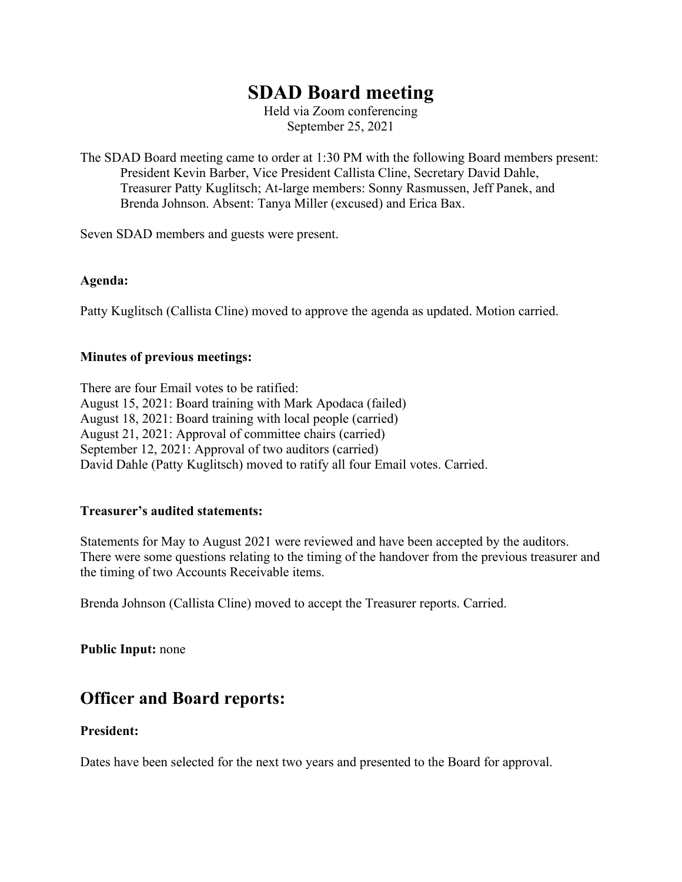# SDAD Board meeting

Held via Zoom conferencing
September 25, 2021

The SDAD Board meeting came to order at 1:30 PM with the following Board members present: President Kevin Barber, Vice President Callista Cline, Secretary David Dahle, Treasurer Patty Kuglitsch; At-large members: Sonny Rasmussen, Jeff Panek, and Brenda Johnson. Absent: Tanya Miller (excused) and Erica Bax.

Seven SDAD members and guests were present.

**Agenda:**

Patty Kuglitsch (Callista Cline) moved to approve the agenda as updated. Motion carried.

**Minutes of previous meetings:**

There are four Email votes to be ratified:
August 15, 2021: Board training with Mark Apodaca (failed)
August 18, 2021: Board training with local people (carried)
August 21, 2021: Approval of committee chairs (carried)
September 12, 2021: Approval of two auditors (carried)
David Dahle (Patty Kuglitsch) moved to ratify all four Email votes. Carried.

**Treasurer's audited statements:**

Statements for May to August 2021 were reviewed and have been accepted by the auditors. There were some questions relating to the timing of the handover from the previous treasurer and the timing of two Accounts Receivable items.

Brenda Johnson (Callista Cline) moved to accept the Treasurer reports. Carried.

**Public Input:** none

## Officer and Board reports:

**President:**

Dates have been selected for the next two years and presented to the Board for approval.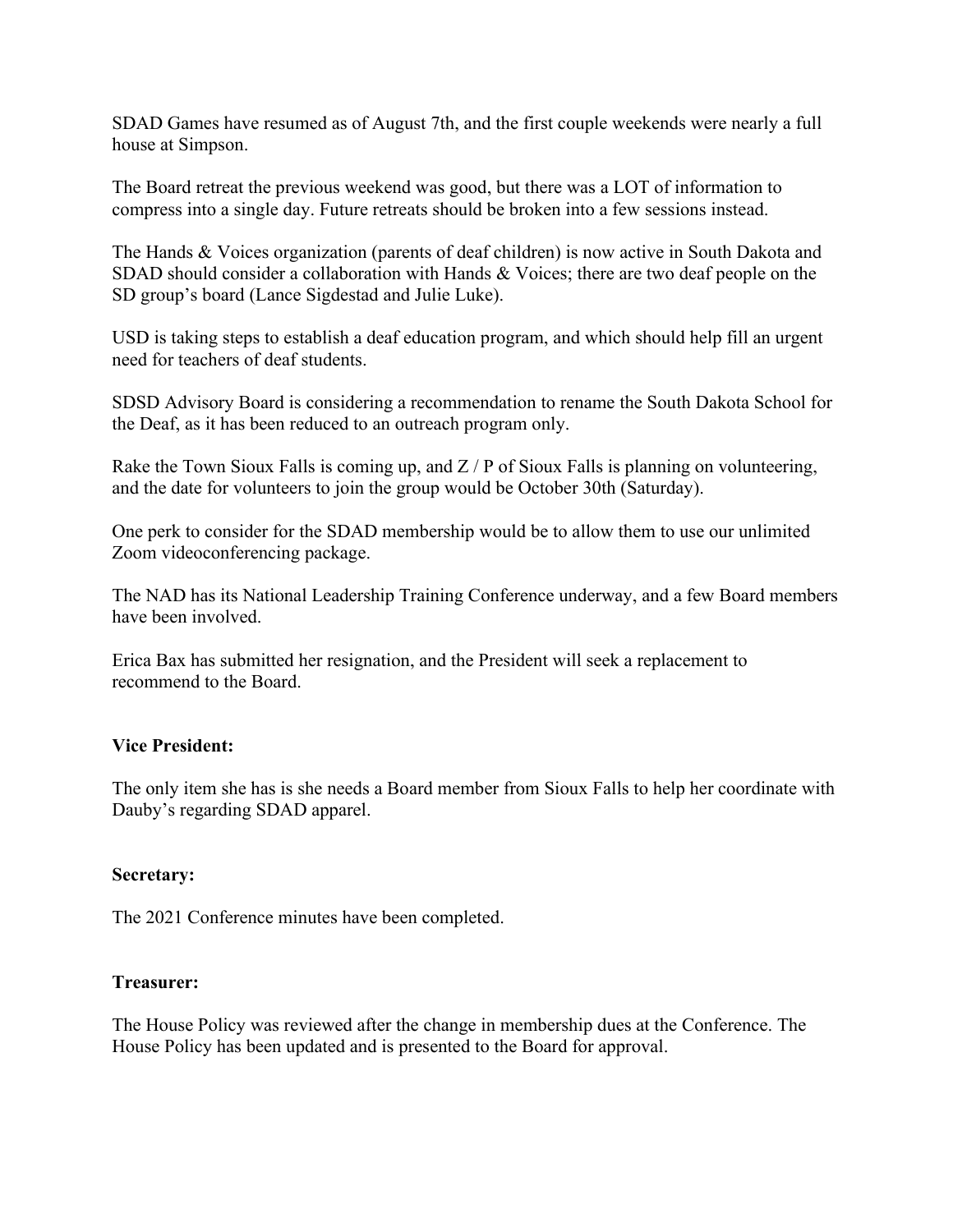SDAD Games have resumed as of August 7th, and the first couple weekends were nearly a full house at Simpson.

The Board retreat the previous weekend was good, but there was a LOT of information to compress into a single day. Future retreats should be broken into a few sessions instead.

The Hands & Voices organization (parents of deaf children) is now active in South Dakota and SDAD should consider a collaboration with Hands & Voices; there are two deaf people on the SD group's board (Lance Sigdestad and Julie Luke).

USD is taking steps to establish a deaf education program, and which should help fill an urgent need for teachers of deaf students.

SDSD Advisory Board is considering a recommendation to rename the South Dakota School for the Deaf, as it has been reduced to an outreach program only.

Rake the Town Sioux Falls is coming up, and Z / P of Sioux Falls is planning on volunteering, and the date for volunteers to join the group would be October 30th (Saturday).

One perk to consider for the SDAD membership would be to allow them to use our unlimited Zoom videoconferencing package.

The NAD has its National Leadership Training Conference underway, and a few Board members have been involved.

Erica Bax has submitted her resignation, and the President will seek a replacement to recommend to the Board.

**Vice President:**

The only item she has is she needs a Board member from Sioux Falls to help her coordinate with Dauby's regarding SDAD apparel.

**Secretary:**

The 2021 Conference minutes have been completed.

**Treasurer:**

The House Policy was reviewed after the change in membership dues at the Conference. The House Policy has been updated and is presented to the Board for approval.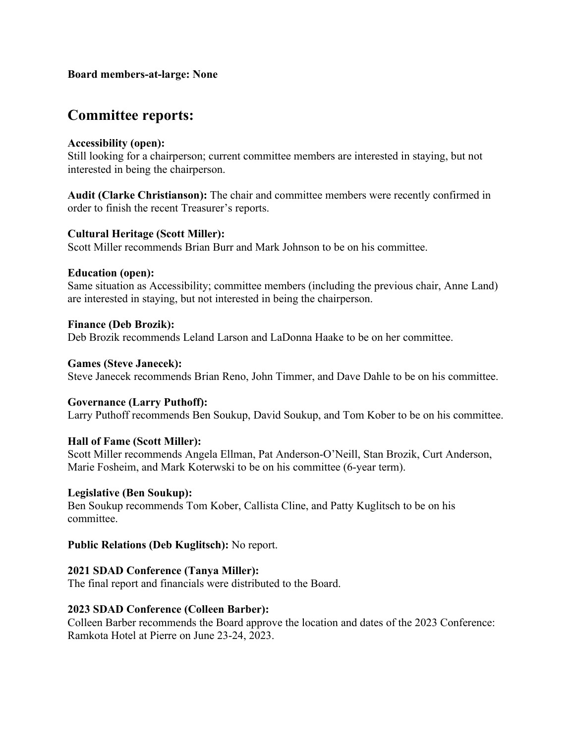**Board members-at-large: None**

## Committee reports:

**Accessibility (open):**
Still looking for a chairperson; current committee members are interested in staying, but not interested in being the chairperson.

**Audit (Clarke Christianson):** The chair and committee members were recently confirmed in order to finish the recent Treasurer's reports.

**Cultural Heritage (Scott Miller):**
Scott Miller recommends Brian Burr and Mark Johnson to be on his committee.

**Education (open):**
Same situation as Accessibility; committee members (including the previous chair, Anne Land) are interested in staying, but not interested in being the chairperson.

**Finance (Deb Brozik):**
Deb Brozik recommends Leland Larson and LaDonna Haake to be on her committee.

**Games (Steve Janecek):**
Steve Janecek recommends Brian Reno, John Timmer, and Dave Dahle to be on his committee.

**Governance (Larry Puthoff):**
Larry Puthoff recommends Ben Soukup, David Soukup, and Tom Kober to be on his committee.

**Hall of Fame (Scott Miller):**
Scott Miller recommends Angela Ellman, Pat Anderson-O'Neill, Stan Brozik, Curt Anderson, Marie Fosheim, and Mark Koterwski to be on his committee (6-year term).

**Legislative (Ben Soukup):**
Ben Soukup recommends Tom Kober, Callista Cline, and Patty Kuglitsch to be on his committee.

**Public Relations (Deb Kuglitsch):** No report.

**2021 SDAD Conference (Tanya Miller):**
The final report and financials were distributed to the Board.

**2023 SDAD Conference (Colleen Barber):**
Colleen Barber recommends the Board approve the location and dates of the 2023 Conference: Ramkota Hotel at Pierre on June 23-24, 2023.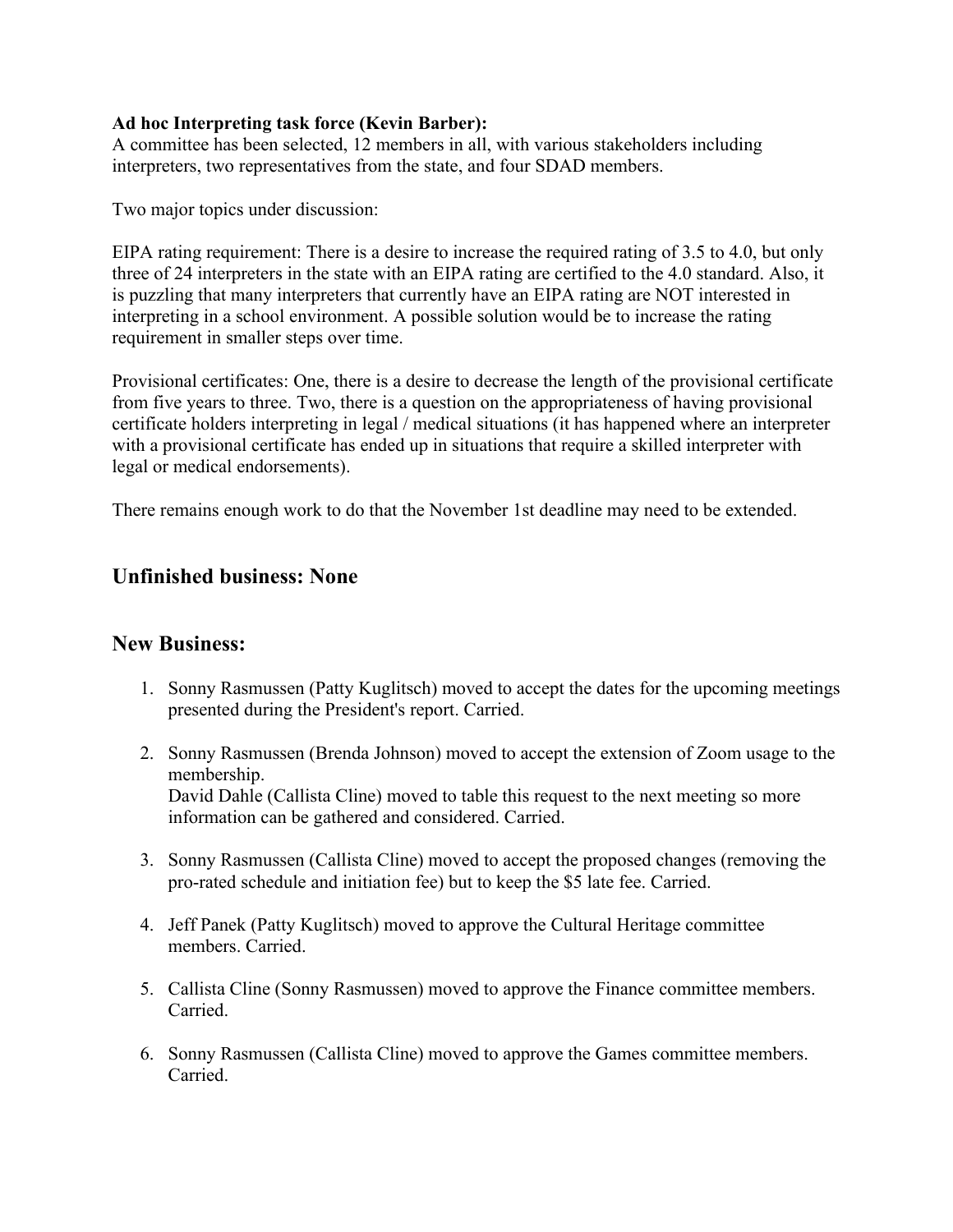**Ad hoc Interpreting task force (Kevin Barber):**
A committee has been selected, 12 members in all, with various stakeholders including interpreters, two representatives from the state, and four SDAD members.

Two major topics under discussion:

EIPA rating requirement: There is a desire to increase the required rating of 3.5 to 4.0, but only three of 24 interpreters in the state with an EIPA rating are certified to the 4.0 standard. Also, it is puzzling that many interpreters that currently have an EIPA rating are NOT interested in interpreting in a school environment. A possible solution would be to increase the rating requirement in smaller steps over time.

Provisional certificates: One, there is a desire to decrease the length of the provisional certificate from five years to three. Two, there is a question on the appropriateness of having provisional certificate holders interpreting in legal / medical situations (it has happened where an interpreter with a provisional certificate has ended up in situations that require a skilled interpreter with legal or medical endorsements).

There remains enough work to do that the November 1st deadline may need to be extended.

## Unfinished business: None

## New Business:

1. Sonny Rasmussen (Patty Kuglitsch) moved to accept the dates for the upcoming meetings presented during the President's report. Carried.

2. Sonny Rasmussen (Brenda Johnson) moved to accept the extension of Zoom usage to the membership.
   David Dahle (Callista Cline) moved to table this request to the next meeting so more information can be gathered and considered. Carried.

3. Sonny Rasmussen (Callista Cline) moved to accept the proposed changes (removing the pro-rated schedule and initiation fee) but to keep the $5 late fee. Carried.

4. Jeff Panek (Patty Kuglitsch) moved to approve the Cultural Heritage committee members. Carried.

5. Callista Cline (Sonny Rasmussen) moved to approve the Finance committee members. Carried.

6. Sonny Rasmussen (Callista Cline) moved to approve the Games committee members. Carried.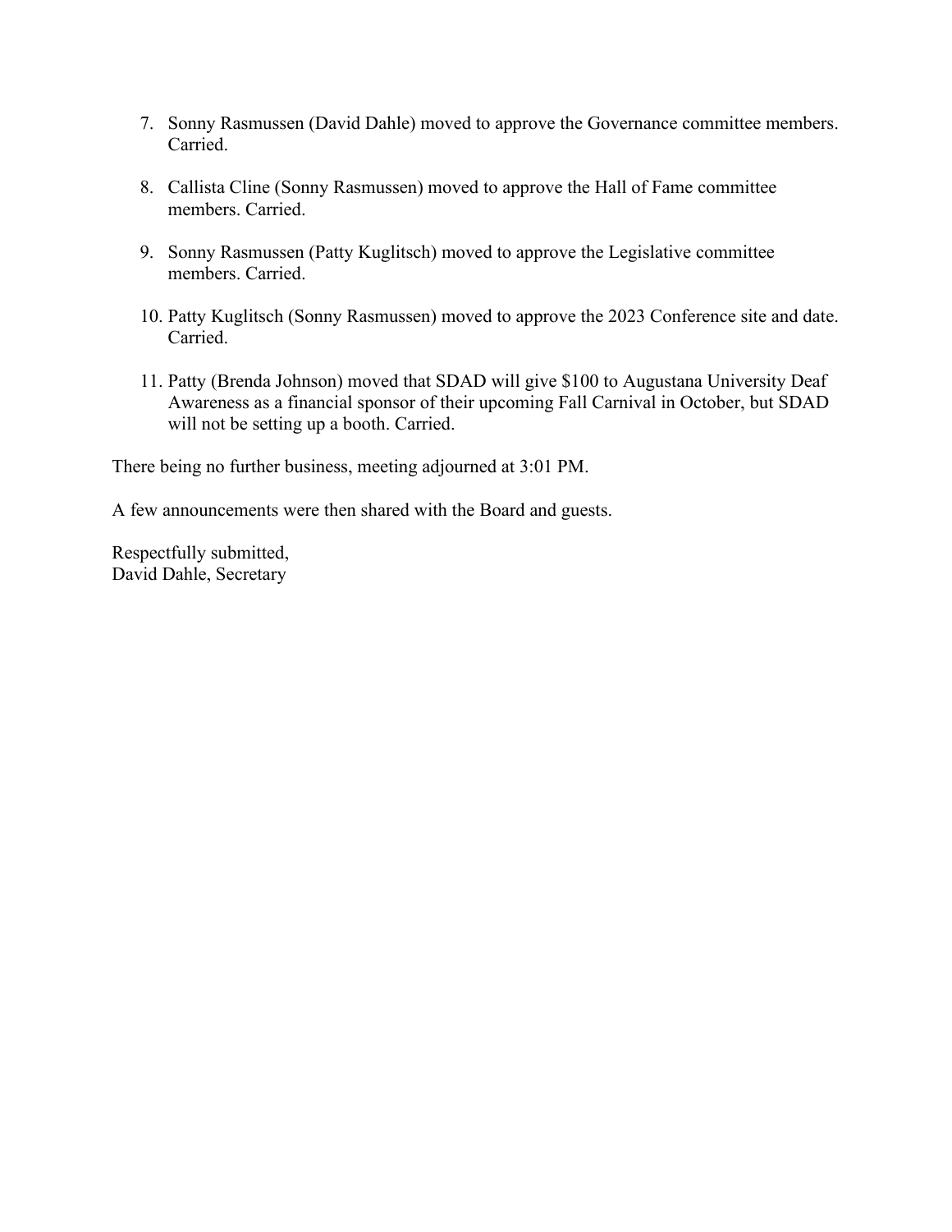7. Sonny Rasmussen (David Dahle) moved to approve the Governance committee members. Carried.

8. Callista Cline (Sonny Rasmussen) moved to approve the Hall of Fame committee members. Carried.

9. Sonny Rasmussen (Patty Kuglitsch) moved to approve the Legislative committee members. Carried.

10. Patty Kuglitsch (Sonny Rasmussen) moved to approve the 2023 Conference site and date. Carried.

11. Patty (Brenda Johnson) moved that SDAD will give $100 to Augustana University Deaf Awareness as a financial sponsor of their upcoming Fall Carnival in October, but SDAD will not be setting up a booth. Carried.

There being no further business, meeting adjourned at 3:01 PM.

A few announcements were then shared with the Board and guests.

Respectfully submitted,
David Dahle, Secretary